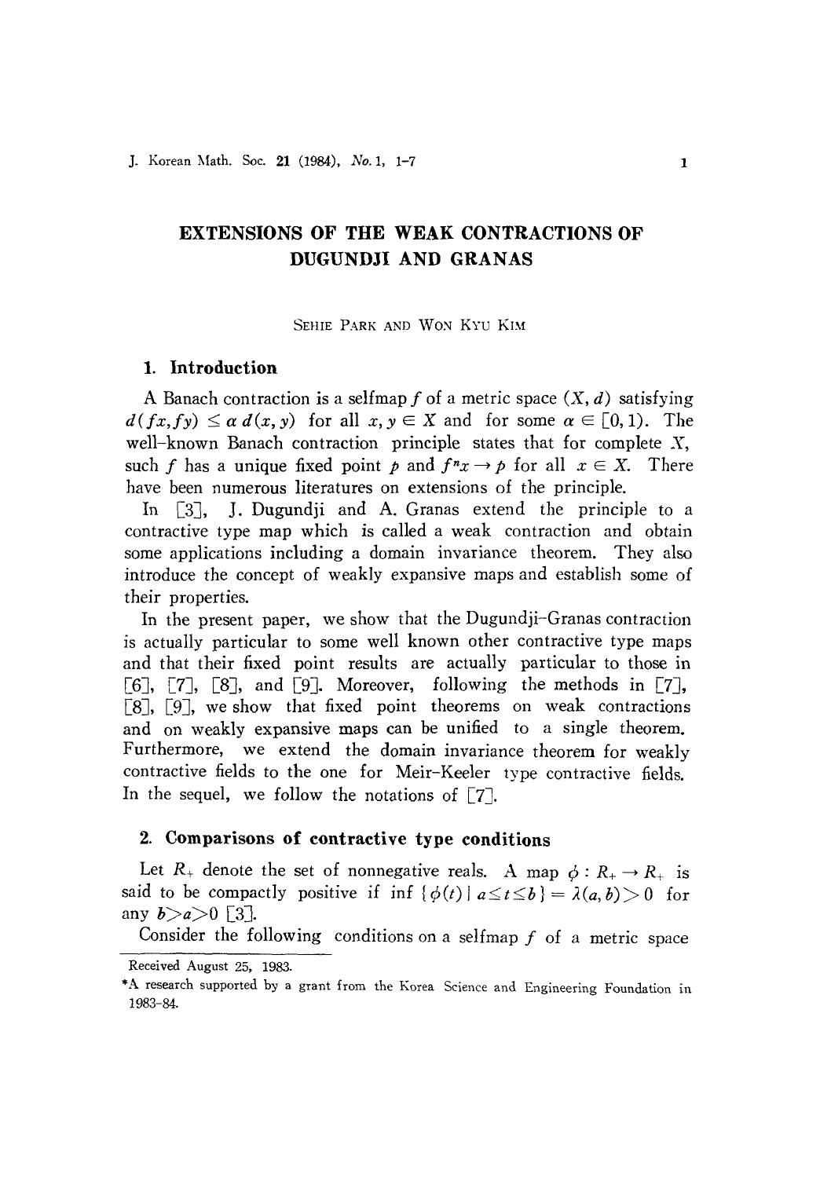# EXTENSIONS OF THE WEAK CONTRACTIONS OF DUGUNDJI AND GRANAS

SEHIE PARK AND WON KYU KIM

## 1. Introduction

A Banach contraction is a selfmap $f$ of a metric space $(X, d)$ satisfying $d(fx, fy) \leq \alpha\, d(x, y)$ for all $x, y \in X$ and for some $\alpha \in [0, 1)$. The well-known Banach contraction principle states that for complete $X$, such $f$ has a unique fixed point $p$ and $f^n x \to p$ for all $x \in X$. There have been numerous literatures on extensions of the principle.

In [3], J. Dugundji and A. Granas extend the principle to a contractive type map which is called a weak contraction and obtain some applications including a domain invariance theorem. They also introduce the concept of weakly expansive maps and establish some of their properties.

In the present paper, we show that the Dugundji-Granas contraction is actually particular to some well known other contractive type maps and that their fixed point results are actually particular to those in [6], [7], [8], and [9]. Moreover, following the methods in [7], [8], [9], we show that fixed point theorems on weak contractions and on weakly expansive maps can be unified to a single theorem. Furthermore, we extend the domain invariance theorem for weakly contractive fields to the one for Meir-Keeler type contractive fields. In the sequel, we follow the notations of [7].

## 2. Comparisons of contractive type conditions

Let $R_+$ denote the set of nonnegative reals. A map $\phi : R_+ \to R_+$ is said to be compactly positive if $\inf\{\phi(t) \mid a \leq t \leq b\} = \lambda(a, b) > 0$ for any $b > a > 0$ [3].

Consider the following conditions on a selfmap $f$ of a metric space

Received August 25, 1983.

*A research supported by a grant from the Korea Science and Engineering Foundation in 1983-84.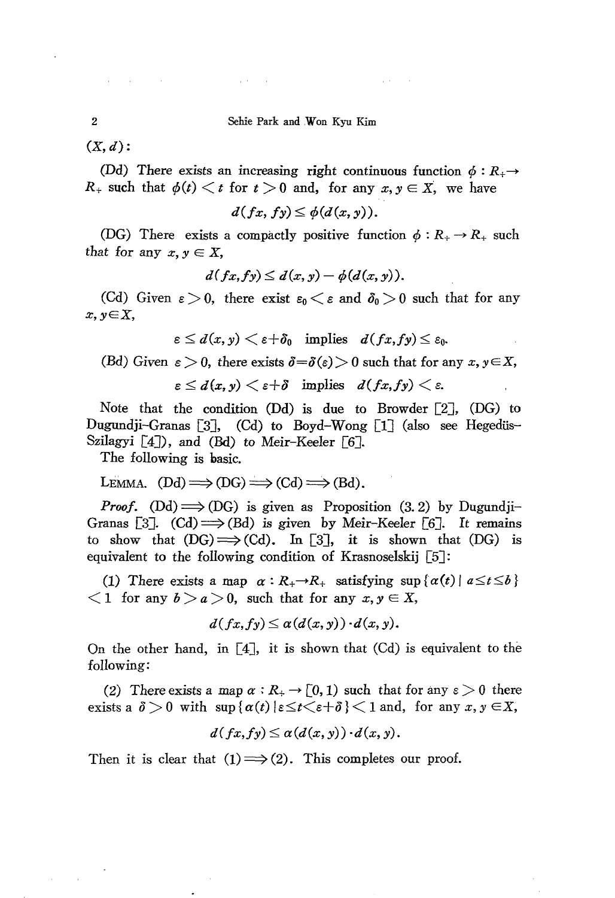$(X, d)$:

(Dd) There exists an increasing right continuous function $\phi : R_+ \to R_+$ such that $\phi(t) < t$ for $t > 0$ and, for any $x, y \in X$, we have

$$d(fx, fy) \leq \phi(d(x, y)).$$

(DG) There exists a compactly positive function $\phi : R_+ \to R_+$ such that for any $x, y \in X$,

$$d(fx, fy) \leq d(x, y) - \phi(d(x, y)).$$

(Cd) Given $\varepsilon > 0$, there exist $\varepsilon_0 < \varepsilon$ and $\delta_0 > 0$ such that for any $x, y \in X$,

$$\varepsilon \leq d(x, y) < \varepsilon + \delta_0 \quad \text{implies} \quad d(fx, fy) \leq \varepsilon_0.$$

(Bd) Given $\varepsilon > 0$, there exists $\delta = \delta(\varepsilon) > 0$ such that for any $x, y \in X$,

$$\varepsilon \leq d(x, y) < \varepsilon + \delta \quad \text{implies} \quad d(fx, fy) < \varepsilon.$$

Note that the condition (Dd) is due to Browder [2], (DG) to Dugundji–Granas [3], (Cd) to Boyd–Wong [1] (also see Hegedüs–Szilagyi [4]), and (Bd) to Meir–Keeler [6].

The following is basic.

LEMMA. (Dd) $\Longrightarrow$ (DG) $\Longrightarrow$ (Cd) $\Longrightarrow$ (Bd).

*Proof.* (Dd) $\Longrightarrow$ (DG) is given as Proposition (3.2) by Dugundji–Granas [3]. (Cd) $\Longrightarrow$ (Bd) is given by Meir–Keeler [6]. It remains to show that (DG) $\Longrightarrow$ (Cd). In [3], it is shown that (DG) is equivalent to the following condition of Krasnoselskij [5]:

(1) There exists a map $\alpha : R_+ \to R_+$ satisfying $\sup\{\alpha(t) \mid a \leq t \leq b\} < 1$ for any $b > a > 0$, such that for any $x, y \in X$,

$$d(fx, fy) \leq \alpha(d(x, y)) \cdot d(x, y).$$

On the other hand, in [4], it is shown that (Cd) is equivalent to the following:

(2) There exists a map $\alpha : R_+ \to [0, 1)$ such that for any $\varepsilon > 0$ there exists a $\delta > 0$ with $\sup\{\alpha(t) \mid \varepsilon \leq t < \varepsilon + \delta\} < 1$ and, for any $x, y \in X$,

$$d(fx, fy) \leq \alpha(d(x, y)) \cdot d(x, y).$$

Then it is clear that (1) $\Longrightarrow$ (2). This completes our proof.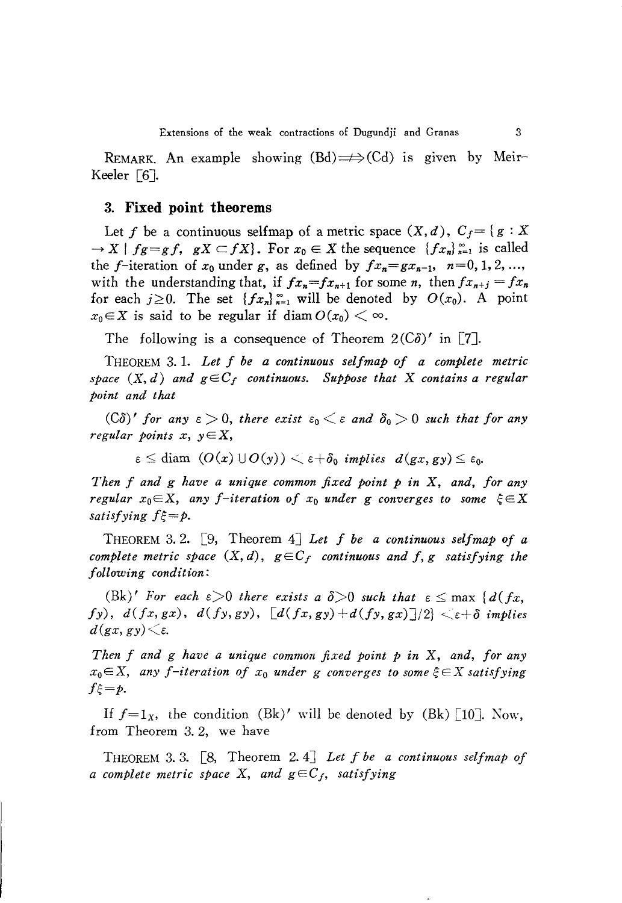REMARK. An example showing (Bd)$\not\Longrightarrow$(Cd) is given by Meir–Keeler [6].

## 3. Fixed point theorems

Let $f$ be a continuous selfmap of a metric space $(X, d)$, $C_f = \{g : X \to X \mid fg = gf,\ gX \subset fX\}$. For $x_0 \in X$ the sequence $\{fx_n\}_{n=1}^{\infty}$ is called the $f$-iteration of $x_0$ under $g$, as defined by $fx_n = gx_{n-1}$, $n = 0, 1, 2, \ldots$, with the understanding that, if $fx_n = fx_{n+1}$ for some $n$, then $fx_{n+j} = fx_n$ for each $j \geq 0$. The set $\{fx_n\}_{n=1}^{\infty}$ will be denoted by $O(x_0)$. A point $x_0 \in X$ is said to be regular if $\operatorname{diam} O(x_0) < \infty$.

The following is a consequence of Theorem 2(C$\delta$)$'$ in [7].

THEOREM 3.1. *Let $f$ be a continuous selfmap of a complete metric space $(X, d)$ and $g \in C_f$ continuous. Suppose that $X$ contains a regular point and that*

(C$\delta$)$'$ *for any $\varepsilon > 0$, there exist $\varepsilon_0 < \varepsilon$ and $\delta_0 > 0$ such that for any regular points $x, y \in X$,*

$$\varepsilon \leq \operatorname{diam}\ (O(x) \cup O(y)) < \varepsilon + \delta_0 \text{ implies } d(gx, gy) \leq \varepsilon_0.$$

*Then $f$ and $g$ have a unique common fixed point $p$ in $X$, and, for any regular $x_0 \in X$, any $f$-iteration of $x_0$ under $g$ converges to some $\xi \in X$ satisfying $f\xi = p$.*

THEOREM 3.2. [9, Theorem 4] *Let $f$ be a continuous selfmap of a complete metric space $(X, d)$, $g \in C_f$ continuous and $f, g$ satisfying the following condition:*

(Bk)$'$ *For each $\varepsilon > 0$ there exists a $\delta > 0$ such that $\varepsilon \leq \max\{d(fx, fy),\ d(fx, gx),\ d(fy, gy),\ [d(fx, gy) + d(fy, gx)]/2\} < \varepsilon + \delta$ implies $d(gx, gy) < \varepsilon$.*

*Then $f$ and $g$ have a unique common fixed point $p$ in $X$, and, for any $x_0 \in X$, any $f$-iteration of $x_0$ under $g$ converges to some $\xi \in X$ satisfying $f\xi = p$.*

If $f = 1_X$, the condition (Bk)$'$ will be denoted by (Bk) [10]. Now, from Theorem 3.2, we have

THEOREM 3.3. [8, Theorem 2.4] *Let $f$ be a continuous selfmap of a complete metric space $X$, and $g \in C_f$, satisfying*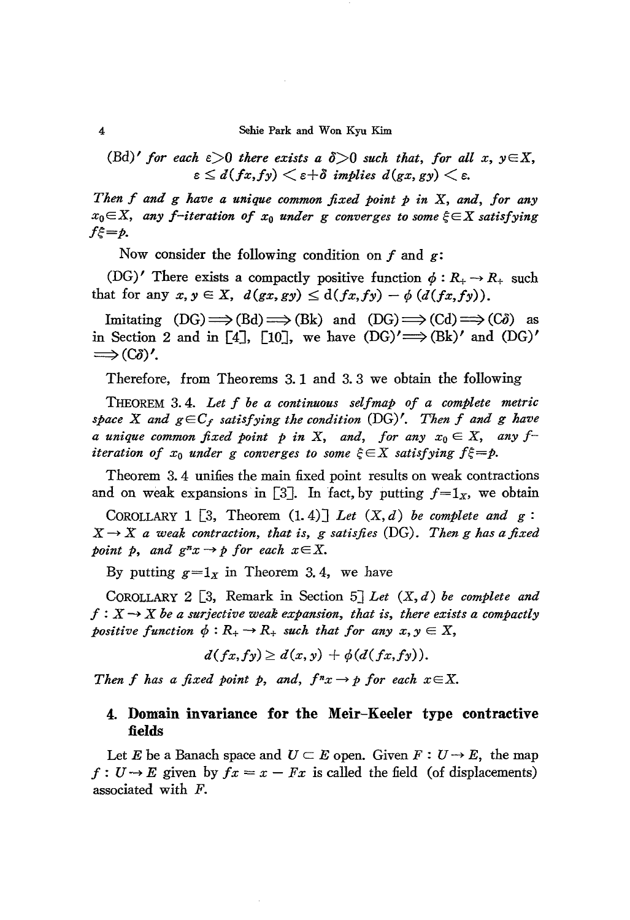(Bd)′ *for each* $\varepsilon>0$ *there exists a* $\delta>0$ *such that, for all* $x, y\in X$,

$$\varepsilon \leq d(fx,fy) < \varepsilon+\delta \text{ implies } d(gx,gy) < \varepsilon.$$

*Then* $f$ *and* $g$ *have a unique common fixed point* $p$ *in* $X$, *and, for any* $x_0\in X$, *any* $f$*-iteration of* $x_0$ *under* $g$ *converges to some* $\xi\in X$ *satisfying* $f\xi=p$.

Now consider the following condition on $f$ and $g$:

(DG)′ There exists a compactly positive function $\phi : R_+ \to R_+$ such that for any $x, y \in X$, $d(gx,gy) \leq d(fx,fy) - \phi(d(fx,fy))$.

Imitating (DG)$\Longrightarrow$(Bd)$\Longrightarrow$(Bk) and (DG)$\Longrightarrow$(Cd)$\Longrightarrow$(C$\delta$) as in Section 2 and in [4], [10], we have (DG)′$\Longrightarrow$(Bk)′ and (DG)′ $\Longrightarrow$(C$\delta$)′.

Therefore, from Theorems 3.1 and 3.3 we obtain the following

THEOREM 3.4. *Let* $f$ *be a continuous selfmap of a complete metric space* $X$ *and* $g\in C_f$ *satisfying the condition* (DG)′. *Then* $f$ *and* $g$ *have a unique common fixed point* $p$ *in* $X$, *and, for any* $x_0 \in X$, *any* $f$*-iteration of* $x_0$ *under* $g$ *converges to some* $\xi\in X$ *satisfying* $f\xi=p$.

Theorem 3.4 unifies the main fixed point results on weak contractions and on weak expansions in [3]. In fact, by putting $f=1_X$, we obtain

COROLLARY 1 [3, Theorem (1.4)] *Let* $(X,d)$ *be complete and* $g : X\to X$ *a weak contraction, that is,* $g$ *satisfies* (DG). *Then* $g$ *has a fixed point* $p$, *and* $g^n x\to p$ *for each* $x\in X$.

By putting $g=1_X$ in Theorem 3.4, we have

COROLLARY 2 [3, Remark in Section 5] *Let* $(X,d)$ *be complete and* $f : X\to X$ *be a surjective weak expansion, that is, there exists a compactly positive function* $\phi : R_+ \to R_+$ *such that for any* $x, y \in X$,

$$d(fx,fy)\geq d(x,y) + \phi(d(fx,fy)).$$

*Then* $f$ *has a fixed point* $p$, *and,* $f^n x\to p$ *for each* $x\in X$.

## 4. Domain invariance for the Meir-Keeler type contractive fields

Let $E$ be a Banach space and $U\subset E$ open. Given $F : U\to E$, the map $f : U\to E$ given by $fx = x - Fx$ is called the field (of displacements) associated with $F$.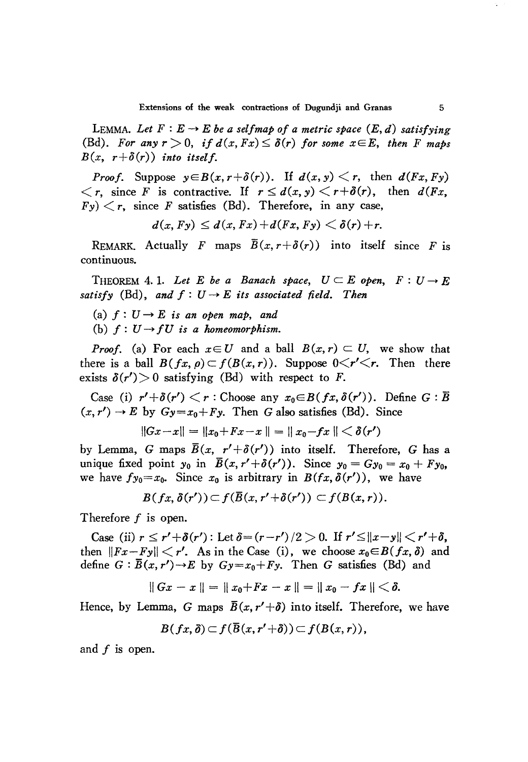**LEMMA.** *Let $F : E \to E$ be a selfmap of a metric space $(E, d)$ satisfying* (Bd). *For any $r > 0$, if $d(x, Fx) \le \delta(r)$ for some $x \in E$, then $F$ maps $B(x, r+\delta(r))$ into itself.*

*Proof.* Suppose $y \in B(x, r+\delta(r))$. If $d(x, y) < r$, then $d(Fx, Fy) < r$, since $F$ is contractive. If $r \le d(x, y) < r+\delta(r)$, then $d(Fx, Fy) < r$, since $F$ satisfies (Bd). Therefore, in any case,

$$d(x, Fy) \le d(x, Fx) + d(Fx, Fy) < \delta(r) + r.$$

**REMARK.** Actually $F$ maps $\bar{B}(x, r+\delta(r))$ into itself since $F$ is continuous.

**THEOREM 4.1.** *Let $E$ be a Banach space, $U \subset E$ open, $F : U \to E$ satisfy* (Bd), *and $f : U \to E$ its associated field. Then*

(a) *$f : U \to E$ is an open map, and*

(b) *$f : U \to fU$ is a homeomorphism.*

*Proof.* (a) For each $x \in U$ and a ball $B(x, r) \subset U$, we show that there is a ball $B(fx, \rho) \subset f(B(x, r))$. Suppose $0 < r' < r$. Then there exists $\delta(r') > 0$ satisfying (Bd) with respect to $F$.

Case (i) $r' + \delta(r') < r$ : Choose any $x_0 \in B(fx, \delta(r'))$. Define $G : \bar{B}(x, r') \to E$ by $Gy = x_0 + Fy$. Then $G$ also satisfies (Bd). Since

$$\|Gx - x\| = \|x_0 + Fx - x\| = \|x_0 - fx\| < \delta(r')$$

by Lemma, $G$ maps $\bar{B}(x, r' + \delta(r'))$ into itself. Therefore, $G$ has a unique fixed point $y_0$ in $\bar{B}(x, r' + \delta(r'))$. Since $y_0 = Gy_0 = x_0 + Fy_0$, we have $fy_0 = x_0$. Since $x_0$ is arbitrary in $B(fx, \delta(r'))$, we have

$$B(fx, \delta(r')) \subset f(\bar{B}(x, r' + \delta(r')) \subset f(B(x, r)).$$

Therefore $f$ is open.

Case (ii) $r \le r' + \delta(r')$ : Let $\delta = (r - r')/2 > 0$. If $r' \le \|x - y\| < r' + \delta$, then $\|Fx - Fy\| < r'$. As in the Case (i), we choose $x_0 \in B(fx, \delta)$ and define $G : \bar{B}(x, r') \to E$ by $Gy = x_0 + Fy$. Then $G$ satisfies (Bd) and

$$\|Gx - x\| = \|x_0 + Fx - x\| = \|x_0 - fx\| < \delta.$$

Hence, by Lemma, $G$ maps $\bar{B}(x, r' + \delta)$ into itself. Therefore, we have

$$B(fx, \delta) \subset f(\bar{B}(x, r' + \delta)) \subset f(B(x, r)),$$

and $f$ is open.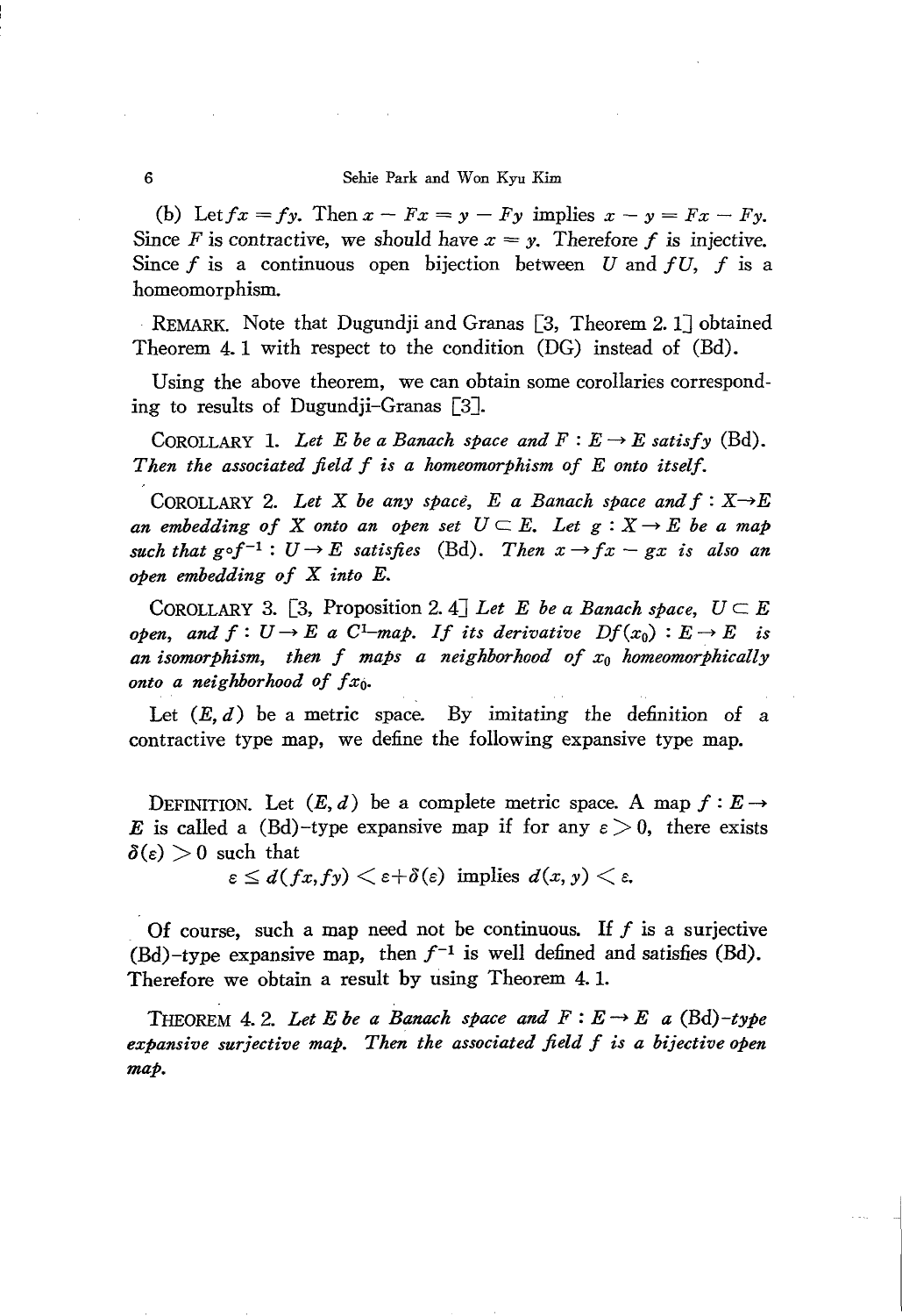(b) Let $fx = fy$. Then $x - Fx = y - Fy$ implies $x - y = Fx - Fy$. Since $F$ is contractive, we should have $x = y$. Therefore $f$ is injective. Since $f$ is a continuous open bijection between $U$ and $fU$, $f$ is a homeomorphism.

REMARK. Note that Dugundji and Granas [3, Theorem 2. 1] obtained Theorem 4. 1 with respect to the condition (DG) instead of (Bd).

Using the above theorem, we can obtain some corollaries corresponding to results of Dugundji–Granas [3].

COROLLARY 1. *Let $E$ be a Banach space and $F : E \to E$ satisfy* (Bd). *Then the associated field $f$ is a homeomorphism of $E$ onto itself.*

COROLLARY 2. *Let $X$ be any space, $E$ a Banach space and $f : X \to E$ an embedding of $X$ onto an open set $U \subset E$. Let $g : X \to E$ be a map such that $g \circ f^{-1} : U \to E$ satisfies* (Bd). *Then $x \to fx - gx$ is also an open embedding of $X$ into $E$.*

COROLLARY 3. [3, Proposition 2. 4] *Let $E$ be a Banach space, $U \subset E$ open, and $f : U \to E$ a $C^1$–map. If its derivative $Df(x_0) : E \to E$ is an isomorphism, then $f$ maps a neighborhood of $x_0$ homeomorphically onto a neighborhood of $fx_0$.*

Let $(E, d)$ be a metric space. By imitating the definition of a contractive type map, we define the following expansive type map.

DEFINITION. Let $(E, d)$ be a complete metric space. A map $f : E \to E$ is called a (Bd)–type expansive map if for any $\varepsilon > 0$, there exists $\delta(\varepsilon) > 0$ such that

$$\varepsilon \leq d(fx, fy) < \varepsilon + \delta(\varepsilon) \text{ implies } d(x, y) < \varepsilon.$$

Of course, such a map need not be continuous. If $f$ is a surjective (Bd)–type expansive map, then $f^{-1}$ is well defined and satisfies (Bd). Therefore we obtain a result by using Theorem 4. 1.

THEOREM 4. 2. *Let $E$ be a Banach space and $F : E \to E$ a* (Bd)*–type expansive surjective map. Then the associated field $f$ is a bijective open map.*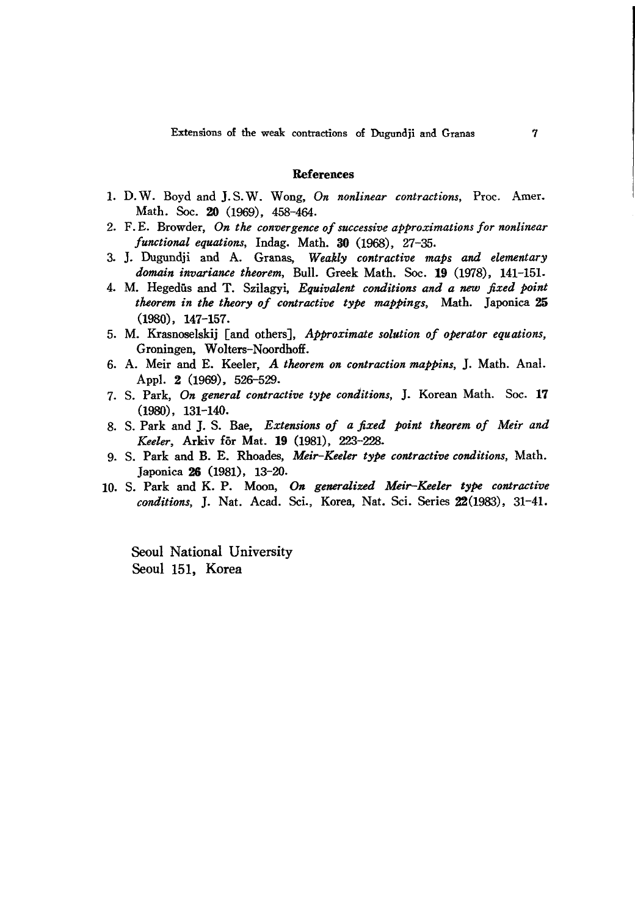## References

1. D.W. Boyd and J.S.W. Wong, *On nonlinear contractions*, Proc. Amer. Math. Soc. **20** (1969), 458–464.
2. F.E. Browder, *On the convergence of successive approximations for nonlinear functional equations*, Indag. Math. **30** (1968), 27–35.
3. J. Dugundji and A. Granas, *Weakly contractive maps and elementary domain invariance theorem*, Bull. Greek Math. Soc. **19** (1978), 141–151.
4. M. Hegedüs and T. Szilagyi, *Equivalent conditions and a new fixed point theorem in the theory of contractive type mappings*, Math. Japonica **25** (1980), 147–157.
5. M. Krasnoselskij [and others], *Approximate solution of operator equations*, Groningen, Wolters-Noordhoff.
6. A. Meir and E. Keeler, *A theorem on contraction mappins*, J. Math. Anal. Appl. **2** (1969), 526–529.
7. S. Park, *On general contractive type conditions*, J. Korean Math. Soc. **17** (1980), 131–140.
8. S. Park and J. S. Bae, *Extensions of a fixed point theorem of Meir and Keeler*, Arkiv för Mat. **19** (1981), 223–228.
9. S. Park and B. E. Rhoades, *Meir-Keeler type contractive conditions*, Math. Japonica **26** (1981), 13–20.
10. S. Park and K. P. Moon, *On generalized Meir-Keeler type contractive conditions*, J. Nat. Acad. Sci., Korea, Nat. Sci. Series **22**(1983), 31–41.

Seoul National University
Seoul 151, Korea